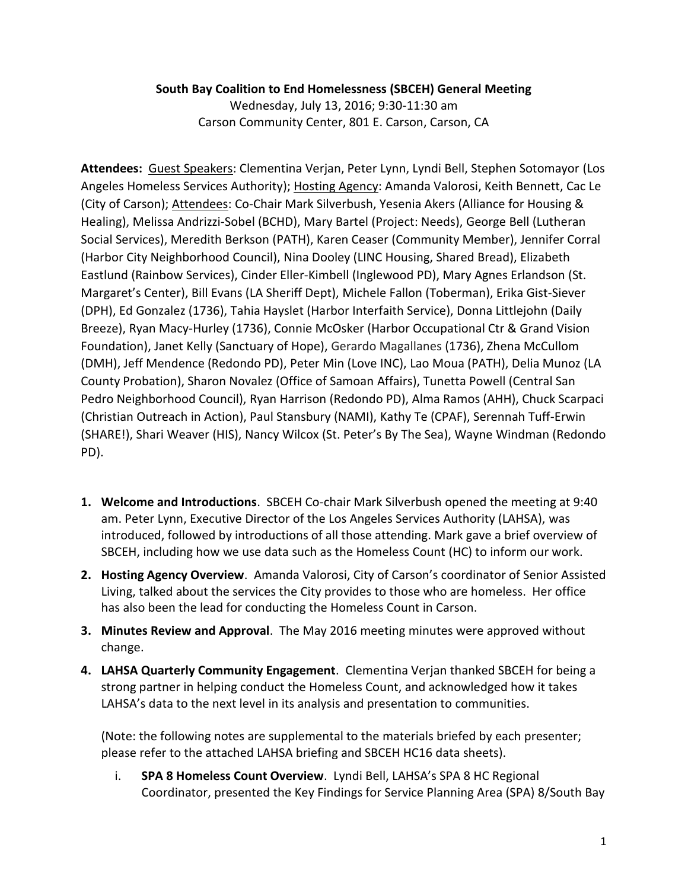**South Bay Coalition to End Homelessness (SBCEH) General Meeting**
Wednesday, July 13, 2016; 9:30-11:30 am
Carson Community Center, 801 E. Carson, Carson, CA

**Attendees:** Guest Speakers: Clementina Verjan, Peter Lynn, Lyndi Bell, Stephen Sotomayor (Los Angeles Homeless Services Authority); Hosting Agency: Amanda Valorosi, Keith Bennett, Cac Le (City of Carson); Attendees: Co-Chair Mark Silverbush, Yesenia Akers (Alliance for Housing & Healing), Melissa Andrizzi-Sobel (BCHD), Mary Bartel (Project: Needs), George Bell (Lutheran Social Services), Meredith Berkson (PATH), Karen Ceaser (Community Member), Jennifer Corral (Harbor City Neighborhood Council), Nina Dooley (LINC Housing, Shared Bread), Elizabeth Eastlund (Rainbow Services), Cinder Eller-Kimbell (Inglewood PD), Mary Agnes Erlandson (St. Margaret's Center), Bill Evans (LA Sheriff Dept), Michele Fallon (Toberman), Erika Gist-Siever (DPH), Ed Gonzalez (1736), Tahia Hayslet (Harbor Interfaith Service), Donna Littlejohn (Daily Breeze), Ryan Macy-Hurley (1736), Connie McOsker (Harbor Occupational Ctr & Grand Vision Foundation), Janet Kelly (Sanctuary of Hope), Gerardo Magallanes (1736), Zhena McCullom (DMH), Jeff Mendence (Redondo PD), Peter Min (Love INC), Lao Moua (PATH), Delia Munoz (LA County Probation), Sharon Novalez (Office of Samoan Affairs), Tunetta Powell (Central San Pedro Neighborhood Council), Ryan Harrison (Redondo PD), Alma Ramos (AHH), Chuck Scarpaci (Christian Outreach in Action), Paul Stansbury (NAMI), Kathy Te (CPAF), Serennah Tuff-Erwin (SHARE!), Shari Weaver (HIS), Nancy Wilcox (St. Peter's By The Sea), Wayne Windman (Redondo PD).

1. **Welcome and Introductions**. SBCEH Co-chair Mark Silverbush opened the meeting at 9:40 am. Peter Lynn, Executive Director of the Los Angeles Services Authority (LAHSA), was introduced, followed by introductions of all those attending. Mark gave a brief overview of SBCEH, including how we use data such as the Homeless Count (HC) to inform our work.
2. **Hosting Agency Overview**. Amanda Valorosi, City of Carson's coordinator of Senior Assisted Living, talked about the services the City provides to those who are homeless. Her office has also been the lead for conducting the Homeless Count in Carson.
3. **Minutes Review and Approval**. The May 2016 meeting minutes were approved without change.
4. **LAHSA Quarterly Community Engagement**. Clementina Verjan thanked SBCEH for being a strong partner in helping conduct the Homeless Count, and acknowledged how it takes LAHSA's data to the next level in its analysis and presentation to communities.

   (Note: the following notes are supplemental to the materials briefed by each presenter; please refer to the attached LAHSA briefing and SBCEH HC16 data sheets).

   i. **SPA 8 Homeless Count Overview**. Lyndi Bell, LAHSA's SPA 8 HC Regional Coordinator, presented the Key Findings for Service Planning Area (SPA) 8/South Bay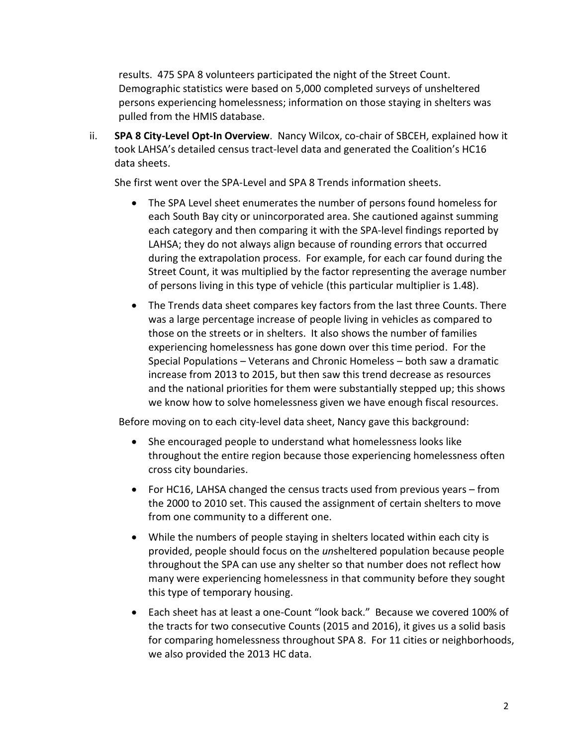results. 475 SPA 8 volunteers participated the night of the Street Count. Demographic statistics were based on 5,000 completed surveys of unsheltered persons experiencing homelessness; information on those staying in shelters was pulled from the HMIS database.

ii. **SPA 8 City-Level Opt-In Overview**. Nancy Wilcox, co-chair of SBCEH, explained how it took LAHSA's detailed census tract-level data and generated the Coalition's HC16 data sheets.

She first went over the SPA-Level and SPA 8 Trends information sheets.

- The SPA Level sheet enumerates the number of persons found homeless for each South Bay city or unincorporated area. She cautioned against summing each category and then comparing it with the SPA-level findings reported by LAHSA; they do not always align because of rounding errors that occurred during the extrapolation process. For example, for each car found during the Street Count, it was multiplied by the factor representing the average number of persons living in this type of vehicle (this particular multiplier is 1.48).
- The Trends data sheet compares key factors from the last three Counts. There was a large percentage increase of people living in vehicles as compared to those on the streets or in shelters. It also shows the number of families experiencing homelessness has gone down over this time period. For the Special Populations – Veterans and Chronic Homeless – both saw a dramatic increase from 2013 to 2015, but then saw this trend decrease as resources and the national priorities for them were substantially stepped up; this shows we know how to solve homelessness given we have enough fiscal resources.

Before moving on to each city-level data sheet, Nancy gave this background:

- She encouraged people to understand what homelessness looks like throughout the entire region because those experiencing homelessness often cross city boundaries.
- For HC16, LAHSA changed the census tracts used from previous years – from the 2000 to 2010 set. This caused the assignment of certain shelters to move from one community to a different one.
- While the numbers of people staying in shelters located within each city is provided, people should focus on the *un*sheltered population because people throughout the SPA can use any shelter so that number does not reflect how many were experiencing homelessness in that community before they sought this type of temporary housing.
- Each sheet has at least a one-Count "look back." Because we covered 100% of the tracts for two consecutive Counts (2015 and 2016), it gives us a solid basis for comparing homelessness throughout SPA 8. For 11 cities or neighborhoods, we also provided the 2013 HC data.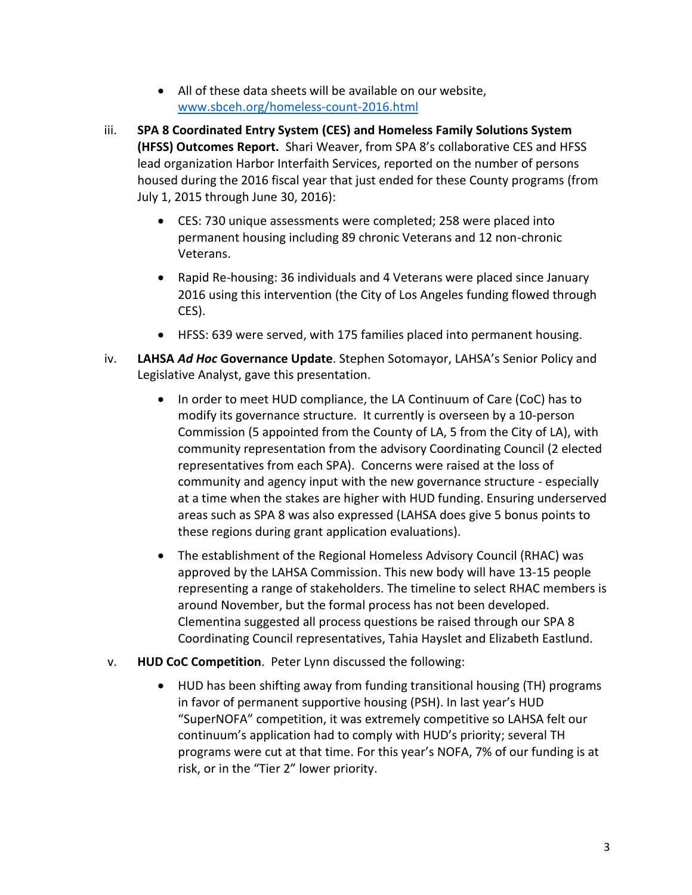- All of these data sheets will be available on our website, [www.sbceh.org/homeless-count-2016.html](www.sbceh.org/homeless-count-2016.html)

iii. **SPA 8 Coordinated Entry System (CES) and Homeless Family Solutions System (HFSS) Outcomes Report.** Shari Weaver, from SPA 8's collaborative CES and HFSS lead organization Harbor Interfaith Services, reported on the number of persons housed during the 2016 fiscal year that just ended for these County programs (from July 1, 2015 through June 30, 2016):

   - CES: 730 unique assessments were completed; 258 were placed into permanent housing including 89 chronic Veterans and 12 non-chronic Veterans.
   - Rapid Re-housing: 36 individuals and 4 Veterans were placed since January 2016 using this intervention (the City of Los Angeles funding flowed through CES).
   - HFSS: 639 were served, with 175 families placed into permanent housing.

iv. **LAHSA *Ad Hoc* Governance Update**. Stephen Sotomayor, LAHSA's Senior Policy and Legislative Analyst, gave this presentation.

   - In order to meet HUD compliance, the LA Continuum of Care (CoC) has to modify its governance structure. It currently is overseen by a 10-person Commission (5 appointed from the County of LA, 5 from the City of LA), with community representation from the advisory Coordinating Council (2 elected representatives from each SPA). Concerns were raised at the loss of community and agency input with the new governance structure - especially at a time when the stakes are higher with HUD funding. Ensuring underserved areas such as SPA 8 was also expressed (LAHSA does give 5 bonus points to these regions during grant application evaluations).
   - The establishment of the Regional Homeless Advisory Council (RHAC) was approved by the LAHSA Commission. This new body will have 13-15 people representing a range of stakeholders. The timeline to select RHAC members is around November, but the formal process has not been developed. Clementina suggested all process questions be raised through our SPA 8 Coordinating Council representatives, Tahia Hayslet and Elizabeth Eastlund.

v. **HUD CoC Competition**. Peter Lynn discussed the following:

   - HUD has been shifting away from funding transitional housing (TH) programs in favor of permanent supportive housing (PSH). In last year's HUD "SuperNOFA" competition, it was extremely competitive so LAHSA felt our continuum's application had to comply with HUD's priority; several TH programs were cut at that time. For this year's NOFA, 7% of our funding is at risk, or in the "Tier 2" lower priority.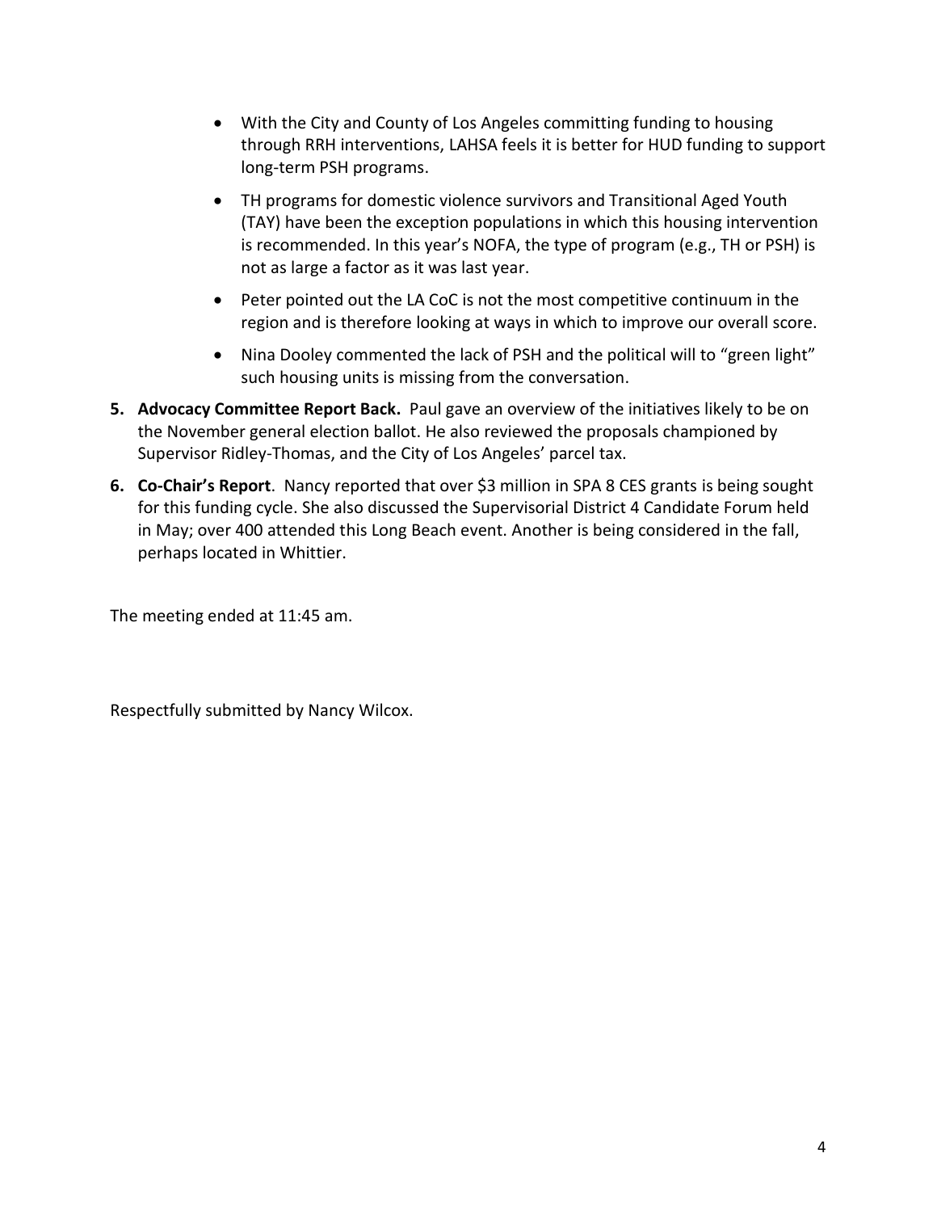- With the City and County of Los Angeles committing funding to housing through RRH interventions, LAHSA feels it is better for HUD funding to support long-term PSH programs.
- TH programs for domestic violence survivors and Transitional Aged Youth (TAY) have been the exception populations in which this housing intervention is recommended. In this year's NOFA, the type of program (e.g., TH or PSH) is not as large a factor as it was last year.
- Peter pointed out the LA CoC is not the most competitive continuum in the region and is therefore looking at ways in which to improve our overall score.
- Nina Dooley commented the lack of PSH and the political will to "green light" such housing units is missing from the conversation.

5. **Advocacy Committee Report Back.** Paul gave an overview of the initiatives likely to be on the November general election ballot. He also reviewed the proposals championed by Supervisor Ridley-Thomas, and the City of Los Angeles' parcel tax.

6. **Co-Chair's Report**. Nancy reported that over $3 million in SPA 8 CES grants is being sought for this funding cycle. She also discussed the Supervisorial District 4 Candidate Forum held in May; over 400 attended this Long Beach event. Another is being considered in the fall, perhaps located in Whittier.

The meeting ended at 11:45 am.

Respectfully submitted by Nancy Wilcox.